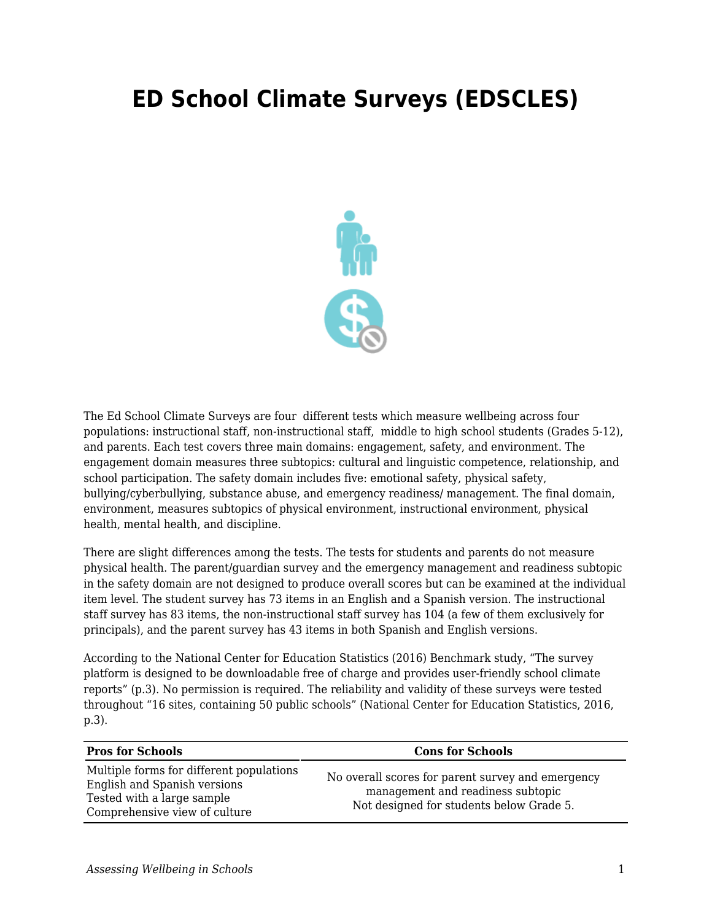# ED School Climate Surveys (EDSCLES)

The Ed School Climate Surveys are four different tests which measure wellbeing across four populations: instructional staff, non-instructional staff, middle to high school students (Grades 5-12), and parents. Each test covers three main domains: engagement, safety, and environment. The engagement domain measures three subtopics: cultural and linguistic competence, relationship, and school participation. The safety domain includes five: emotional safety, physical safety, bullying/cyberbullying, substance abuse, and emergency readiness/ management. The final domain, environment, measures subtopics of physical environment, instructional environment, physical health, mental health, and discipline.

There are slight differences among the tests. The tests for students and parents do not measure physical health. The parent/guardian survey and the emergency management and readiness subtopic in the safety domain are not designed to produce overall scores but can be examined at the individual item level. The student survey has 73 items in an English and a Spanish version. The instructional staff survey has 83 items, the non-instructional staff survey has 104 (a few of them exclusively for principals), and the parent survey has 43 items in both Spanish and English versions.

According to the National Center for Education Statistics (2016) Benchmark study, "The survey platform is designed to be downloadable free of charge and provides user-friendly school climate reports" (p.3). No permission is required. The reliability and validity of these surveys were tested throughout "16 sites, containing 50 public schools" (National Center for Education Statistics, 2016, p.3).

| Pros for Schools | Cons for Schools |
|---|---|
| Multiple forms for different populations<br>English and Spanish versions<br>Tested with a large sample<br>Comprehensive view of culture | No overall scores for parent survey and emergency management and readiness subtopic<br>Not designed for students below Grade 5. |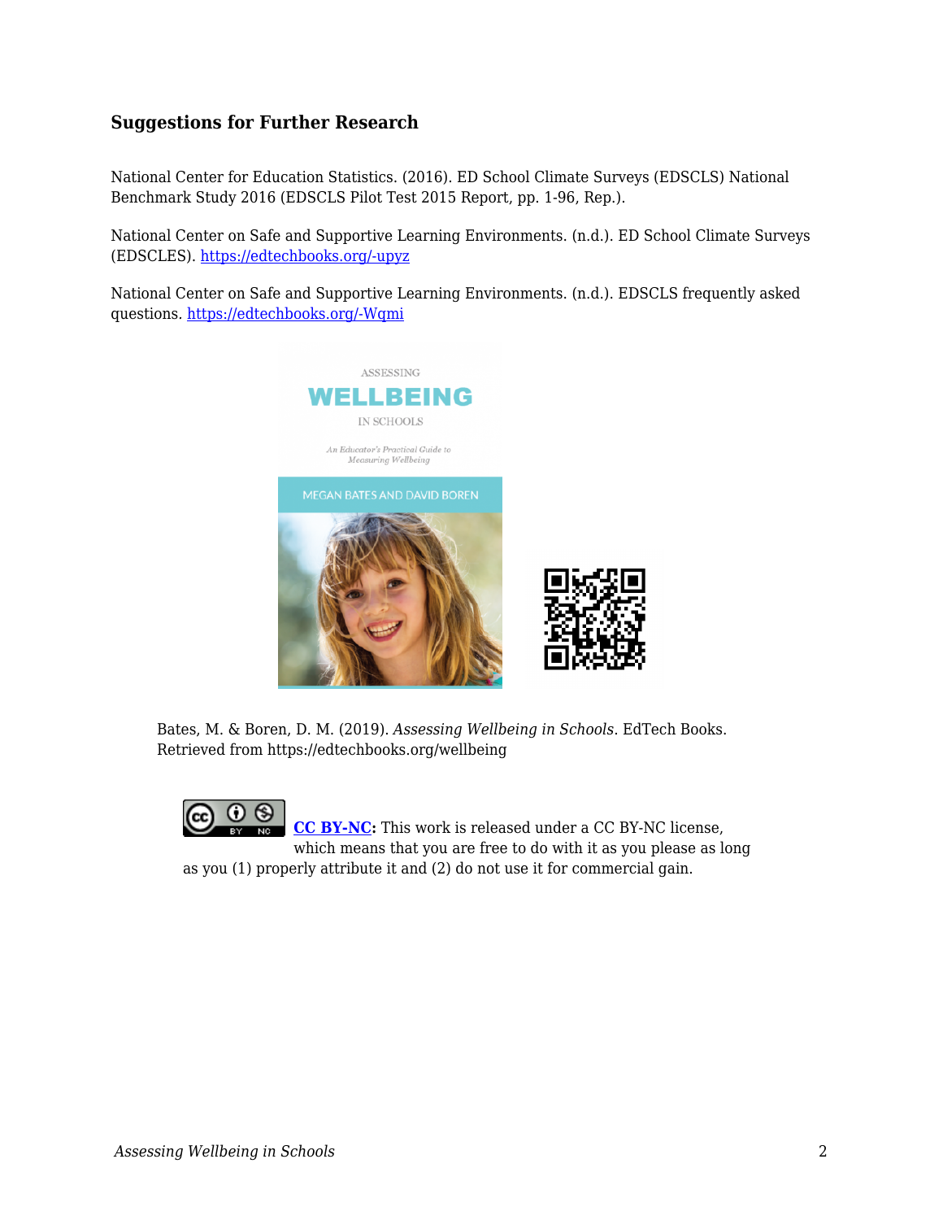### Suggestions for Further Research

National Center for Education Statistics. (2016). ED School Climate Surveys (EDSCLS) National Benchmark Study 2016 (EDSCLS Pilot Test 2015 Report, pp. 1-96, Rep.).

National Center on Safe and Supportive Learning Environments. (n.d.). ED School Climate Surveys (EDSCLES). [https://edtechbooks.org/-upyz](https://edtechbooks.org/-upyz)

National Center on Safe and Supportive Learning Environments. (n.d.). EDSCLS frequently asked questions. [https://edtechbooks.org/-Wqmi](https://edtechbooks.org/-Wqmi)

Bates, M. & Boren, D. M. (2019). *Assessing Wellbeing in Schools*. EdTech Books. Retrieved from https://edtechbooks.org/wellbeing

**CC BY-NC:** This work is released under a CC BY-NC license, which means that you are free to do with it as you please as long as you (1) properly attribute it and (2) do not use it for commercial gain.